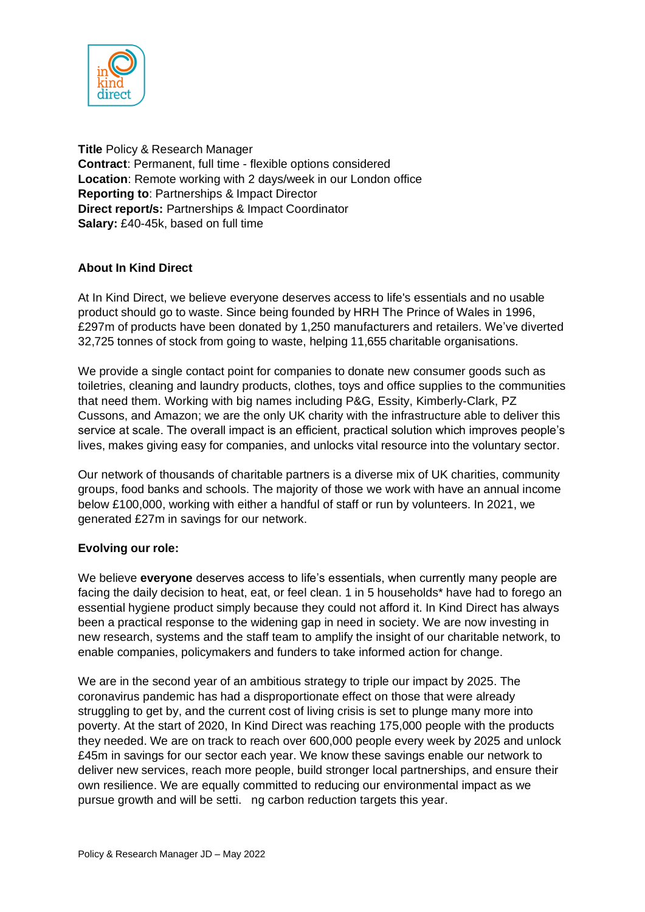**Title** Policy & Research Manager
**Contract**: Permanent, full time - flexible options considered
**Location**: Remote working with 2 days/week in our London office
**Reporting to**: Partnerships & Impact Director
**Direct report/s:** Partnerships & Impact Coordinator
**Salary:** £40-45k, based on full time

**About In Kind Direct**

At In Kind Direct, we believe everyone deserves access to life's essentials and no usable product should go to waste. Since being founded by HRH The Prince of Wales in 1996, £297m of products have been donated by 1,250 manufacturers and retailers. We've diverted 32,725 tonnes of stock from going to waste, helping 11,655 charitable organisations.

We provide a single contact point for companies to donate new consumer goods such as toiletries, cleaning and laundry products, clothes, toys and office supplies to the communities that need them. Working with big names including P&G, Essity, Kimberly-Clark, PZ Cussons, and Amazon; we are the only UK charity with the infrastructure able to deliver this service at scale. The overall impact is an efficient, practical solution which improves people's lives, makes giving easy for companies, and unlocks vital resource into the voluntary sector.

Our network of thousands of charitable partners is a diverse mix of UK charities, community groups, food banks and schools. The majority of those we work with have an annual income below £100,000, working with either a handful of staff or run by volunteers. In 2021, we generated £27m in savings for our network.

**Evolving our role:**

We believe **everyone** deserves access to life's essentials, when currently many people are facing the daily decision to heat, eat, or feel clean. 1 in 5 households* have had to forego an essential hygiene product simply because they could not afford it. In Kind Direct has always been a practical response to the widening gap in need in society. We are now investing in new research, systems and the staff team to amplify the insight of our charitable network, to enable companies, policymakers and funders to take informed action for change.

We are in the second year of an ambitious strategy to triple our impact by 2025. The coronavirus pandemic has had a disproportionate effect on those that were already struggling to get by, and the current cost of living crisis is set to plunge many more into poverty. At the start of 2020, In Kind Direct was reaching 175,000 people with the products they needed. We are on track to reach over 600,000 people every week by 2025 and unlock £45m in savings for our sector each year. We know these savings enable our network to deliver new services, reach more people, build stronger local partnerships, and ensure their own resilience. We are equally committed to reducing our environmental impact as we pursue growth and will be setting carbon reduction targets this year.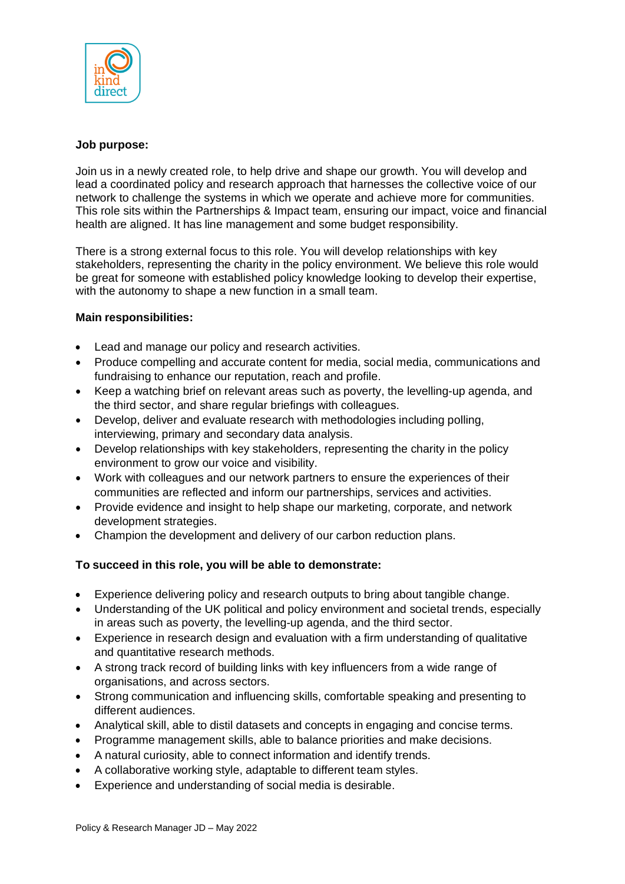**Job purpose:**

Join us in a newly created role, to help drive and shape our growth. You will develop and lead a coordinated policy and research approach that harnesses the collective voice of our network to challenge the systems in which we operate and achieve more for communities. This role sits within the Partnerships & Impact team, ensuring our impact, voice and financial health are aligned. It has line management and some budget responsibility.

There is a strong external focus to this role. You will develop relationships with key stakeholders, representing the charity in the policy environment. We believe this role would be great for someone with established policy knowledge looking to develop their expertise, with the autonomy to shape a new function in a small team.

**Main responsibilities:**

- Lead and manage our policy and research activities.
- Produce compelling and accurate content for media, social media, communications and fundraising to enhance our reputation, reach and profile.
- Keep a watching brief on relevant areas such as poverty, the levelling-up agenda, and the third sector, and share regular briefings with colleagues.
- Develop, deliver and evaluate research with methodologies including polling, interviewing, primary and secondary data analysis.
- Develop relationships with key stakeholders, representing the charity in the policy environment to grow our voice and visibility.
- Work with colleagues and our network partners to ensure the experiences of their communities are reflected and inform our partnerships, services and activities.
- Provide evidence and insight to help shape our marketing, corporate, and network development strategies.
- Champion the development and delivery of our carbon reduction plans.

**To succeed in this role, you will be able to demonstrate:**

- Experience delivering policy and research outputs to bring about tangible change.
- Understanding of the UK political and policy environment and societal trends, especially in areas such as poverty, the levelling-up agenda, and the third sector.
- Experience in research design and evaluation with a firm understanding of qualitative and quantitative research methods.
- A strong track record of building links with key influencers from a wide range of organisations, and across sectors.
- Strong communication and influencing skills, comfortable speaking and presenting to different audiences.
- Analytical skill, able to distil datasets and concepts in engaging and concise terms.
- Programme management skills, able to balance priorities and make decisions.
- A natural curiosity, able to connect information and identify trends.
- A collaborative working style, adaptable to different team styles.
- Experience and understanding of social media is desirable.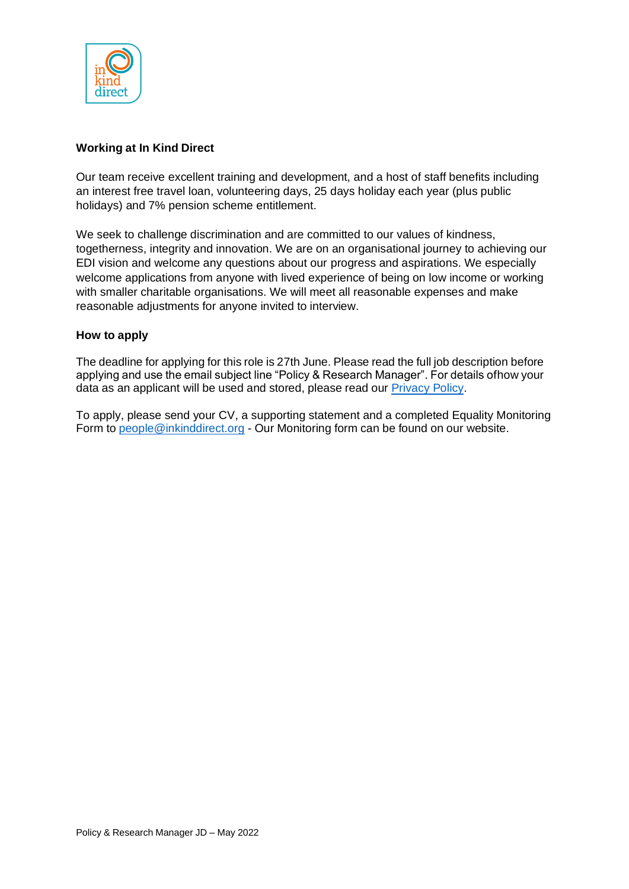**Working at In Kind Direct**

Our team receive excellent training and development, and a host of staff benefits including an interest free travel loan, volunteering days, 25 days holiday each year (plus public holidays) and 7% pension scheme entitlement.

We seek to challenge discrimination and are committed to our values of kindness, togetherness, integrity and innovation. We are on an organisational journey to achieving our EDI vision and welcome any questions about our progress and aspirations. We especially welcome applications from anyone with lived experience of being on low income or working with smaller charitable organisations. We will meet all reasonable expenses and make reasonable adjustments for anyone invited to interview.

**How to apply**

The deadline for applying for this role is 27th June. Please read the full job description before applying and use the email subject line "Policy & Research Manager". For details ofhow your data as an applicant will be used and stored, please read our Privacy Policy.

To apply, please send your CV, a supporting statement and a completed Equality Monitoring Form to people@inkinddirect.org - Our Monitoring form can be found on our website.